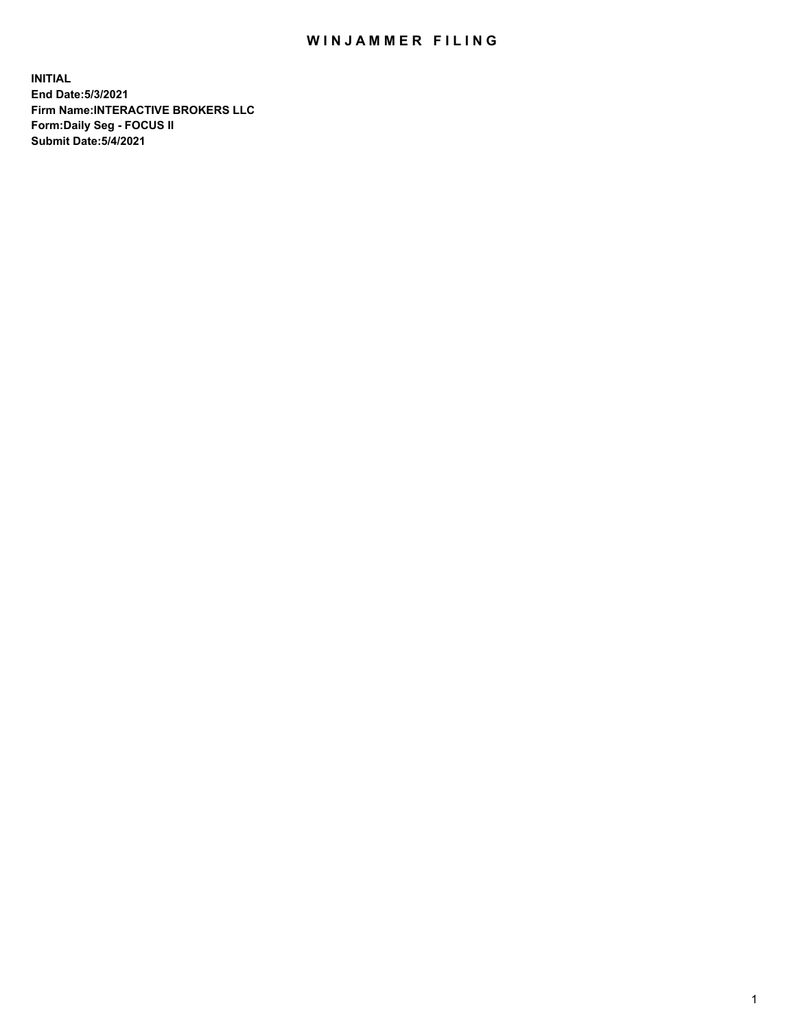# WINJAMMER FILING

**INITIAL**
**End Date:5/3/2021**
**Firm Name:INTERACTIVE BROKERS LLC**
**Form:Daily Seg - FOCUS II**
**Submit Date:5/4/2021**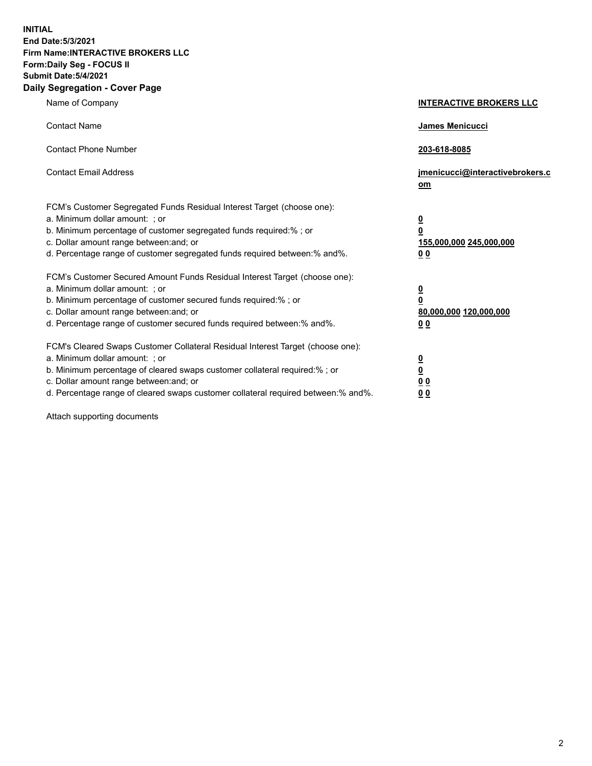**INITIAL**
**End Date:5/3/2021**
**Firm Name:INTERACTIVE BROKERS LLC**
**Form:Daily Seg - FOCUS II**
**Submit Date:5/4/2021**

## Daily Segregation - Cover Page

| | |
|---|---|
| Name of Company | **INTERACTIVE BROKERS LLC** |
| Contact Name | **James Menicucci** |
| Contact Phone Number | **203-618-8085** |
| Contact Email Address | **jmenicucci@interactivebrokers.com** |
| FCM's Customer Segregated Funds Residual Interest Target (choose one): | |
| a. Minimum dollar amount: ; or | **0** |
| b. Minimum percentage of customer segregated funds required:% ; or | **0** |
| c. Dollar amount range between:and; or | **155,000,000 245,000,000** |
| d. Percentage range of customer segregated funds required between:% and%. | **0 0** |
| FCM's Customer Secured Amount Funds Residual Interest Target (choose one): | |
| a. Minimum dollar amount: ; or | **0** |
| b. Minimum percentage of customer secured funds required:% ; or | **0** |
| c. Dollar amount range between:and; or | **80,000,000 120,000,000** |
| d. Percentage range of customer secured funds required between:% and%. | **0 0** |
| FCM's Cleared Swaps Customer Collateral Residual Interest Target (choose one): | |
| a. Minimum dollar amount: ; or | **0** |
| b. Minimum percentage of cleared swaps customer collateral required:% ; or | **0** |
| c. Dollar amount range between:and; or | **0 0** |
| d. Percentage range of cleared swaps customer collateral required between:% and%. | **0 0** |

Attach supporting documents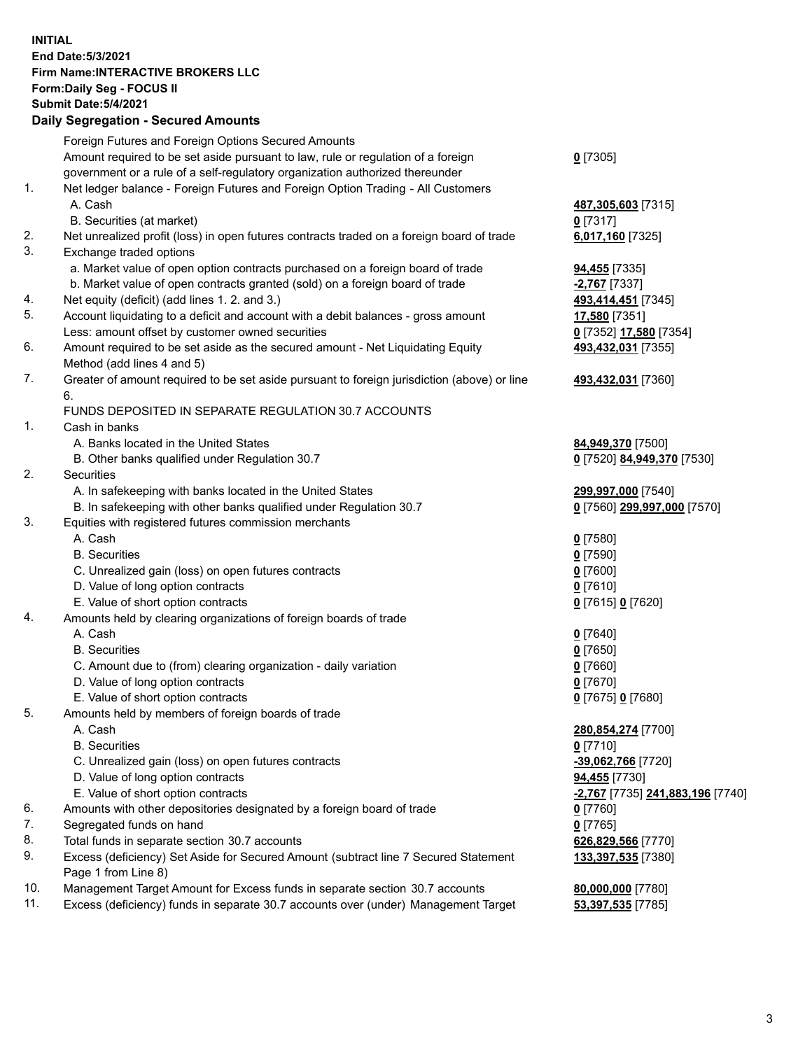**INITIAL**
**End Date:5/3/2021**
**Firm Name:INTERACTIVE BROKERS LLC**
**Form:Daily Seg - FOCUS II**
**Submit Date:5/4/2021**

## Daily Segregation - Secured Amounts

| | | |
|---|---|---|
| | Foreign Futures and Foreign Options Secured Amounts | |
| | Amount required to be set aside pursuant to law, rule or regulation of a foreign government or a rule of a self-regulatory organization authorized thereunder | **0** [7305] |
| 1. | Net ledger balance - Foreign Futures and Foreign Option Trading - All Customers | |
| | A. Cash | **487,305,603** [7315] |
| | B. Securities (at market) | **0** [7317] |
| 2. | Net unrealized profit (loss) in open futures contracts traded on a foreign board of trade | **6,017,160** [7325] |
| 3. | Exchange traded options | |
| | a. Market value of open option contracts purchased on a foreign board of trade | **94,455** [7335] |
| | b. Market value of open contracts granted (sold) on a foreign board of trade | **-2,767** [7337] |
| 4. | Net equity (deficit) (add lines 1. 2. and 3.) | **493,414,451** [7345] |
| 5. | Account liquidating to a deficit and account with a debit balances - gross amount | **17,580** [7351] |
| | Less: amount offset by customer owned securities | **0** [7352] **17,580** [7354] |
| 6. | Amount required to be set aside as the secured amount - Net Liquidating Equity Method (add lines 4 and 5) | **493,432,031** [7355] |
| 7. | Greater of amount required to be set aside pursuant to foreign jurisdiction (above) or line 6. | **493,432,031** [7360] |
| | FUNDS DEPOSITED IN SEPARATE REGULATION 30.7 ACCOUNTS | |
| 1. | Cash in banks | |
| | A. Banks located in the United States | **84,949,370** [7500] |
| | B. Other banks qualified under Regulation 30.7 | **0** [7520] **84,949,370** [7530] |
| 2. | Securities | |
| | A. In safekeeping with banks located in the United States | **299,997,000** [7540] |
| | B. In safekeeping with other banks qualified under Regulation 30.7 | **0** [7560] **299,997,000** [7570] |
| 3. | Equities with registered futures commission merchants | |
| | A. Cash | **0** [7580] |
| | B. Securities | **0** [7590] |
| | C. Unrealized gain (loss) on open futures contracts | **0** [7600] |
| | D. Value of long option contracts | **0** [7610] |
| | E. Value of short option contracts | **0** [7615] **0** [7620] |
| 4. | Amounts held by clearing organizations of foreign boards of trade | |
| | A. Cash | **0** [7640] |
| | B. Securities | **0** [7650] |
| | C. Amount due to (from) clearing organization - daily variation | **0** [7660] |
| | D. Value of long option contracts | **0** [7670] |
| | E. Value of short option contracts | **0** [7675] **0** [7680] |
| 5. | Amounts held by members of foreign boards of trade | |
| | A. Cash | **280,854,274** [7700] |
| | B. Securities | **0** [7710] |
| | C. Unrealized gain (loss) on open futures contracts | **-39,062,766** [7720] |
| | D. Value of long option contracts | **94,455** [7730] |
| | E. Value of short option contracts | **-2,767** [7735] **241,883,196** [7740] |
| 6. | Amounts with other depositories designated by a foreign board of trade | **0** [7760] |
| 7. | Segregated funds on hand | **0** [7765] |
| 8. | Total funds in separate section 30.7 accounts | **626,829,566** [7770] |
| 9. | Excess (deficiency) Set Aside for Secured Amount (subtract line 7 Secured Statement Page 1 from Line 8) | **133,397,535** [7380] |
| 10. | Management Target Amount for Excess funds in separate section 30.7 accounts | **80,000,000** [7780] |
| 11. | Excess (deficiency) funds in separate 30.7 accounts over (under) Management Target | **53,397,535** [7785] |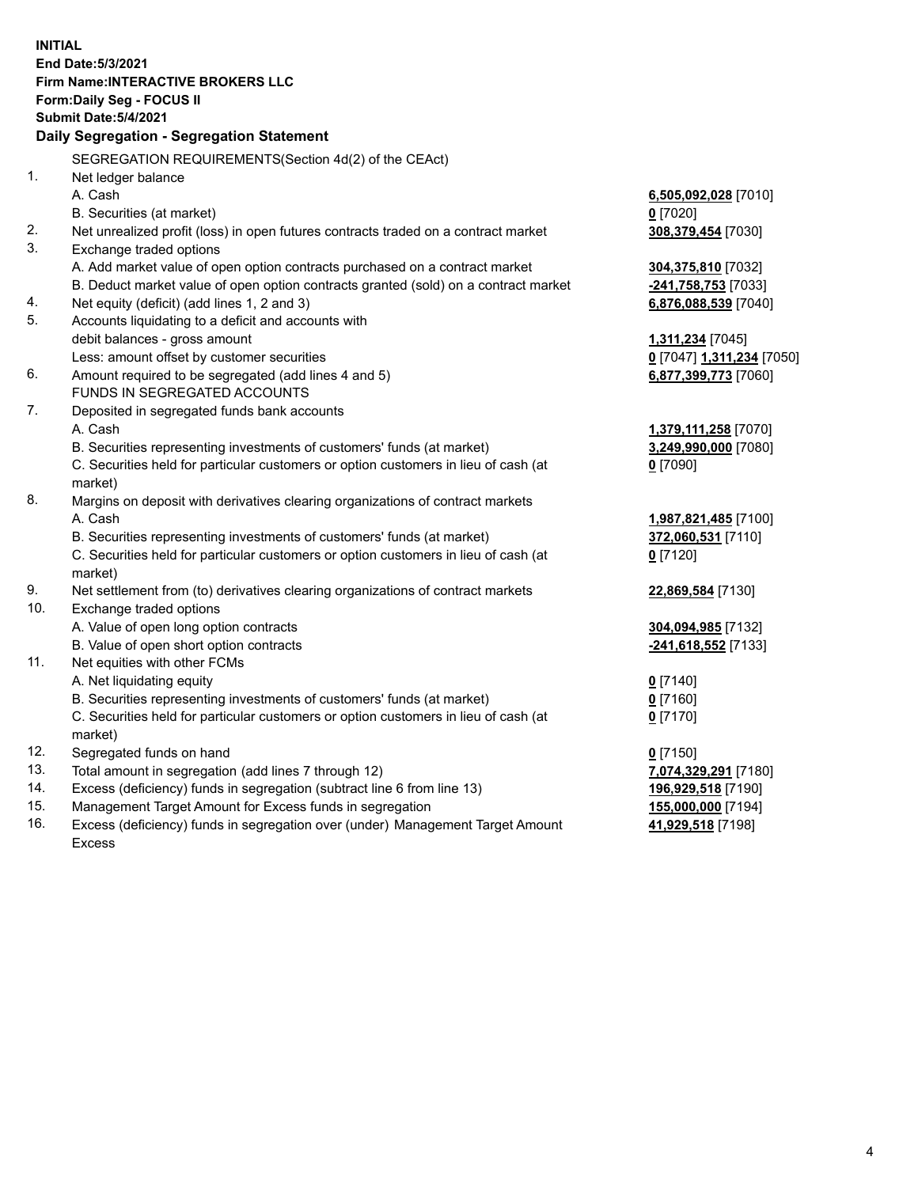**INITIAL**
**End Date:5/3/2021**
**Firm Name:INTERACTIVE BROKERS LLC**
**Form:Daily Seg - FOCUS II**
**Submit Date:5/4/2021**

**Daily Segregation - Segregation Statement**

SEGREGATION REQUIREMENTS(Section 4d(2) of the CEAct)

| | | |
|---|---|---|
| 1. | Net ledger balance | |
| | A. Cash | **6,505,092,028** [7010] |
| | B. Securities (at market) | **0** [7020] |
| 2. | Net unrealized profit (loss) in open futures contracts traded on a contract market | **308,379,454** [7030] |
| 3. | Exchange traded options | |
| | A. Add market value of open option contracts purchased on a contract market | **304,375,810** [7032] |
| | B. Deduct market value of open option contracts granted (sold) on a contract market | **-241,758,753** [7033] |
| 4. | Net equity (deficit) (add lines 1, 2 and 3) | **6,876,088,539** [7040] |
| 5. | Accounts liquidating to a deficit and accounts with debit balances - gross amount | **1,311,234** [7045] |
| | Less: amount offset by customer securities | **0** [7047] **1,311,234** [7050] |
| 6. | Amount required to be segregated (add lines 4 and 5) | **6,877,399,773** [7060] |
| | FUNDS IN SEGREGATED ACCOUNTS | |
| 7. | Deposited in segregated funds bank accounts | |
| | A. Cash | **1,379,111,258** [7070] |
| | B. Securities representing investments of customers' funds (at market) | **3,249,990,000** [7080] |
| | C. Securities held for particular customers or option customers in lieu of cash (at market) | **0** [7090] |
| 8. | Margins on deposit with derivatives clearing organizations of contract markets | |
| | A. Cash | **1,987,821,485** [7100] |
| | B. Securities representing investments of customers' funds (at market) | **372,060,531** [7110] |
| | C. Securities held for particular customers or option customers in lieu of cash (at market) | **0** [7120] |
| 9. | Net settlement from (to) derivatives clearing organizations of contract markets | **22,869,584** [7130] |
| 10. | Exchange traded options | |
| | A. Value of open long option contracts | **304,094,985** [7132] |
| | B. Value of open short option contracts | **-241,618,552** [7133] |
| 11. | Net equities with other FCMs | |
| | A. Net liquidating equity | **0** [7140] |
| | B. Securities representing investments of customers' funds (at market) | **0** [7160] |
| | C. Securities held for particular customers or option customers in lieu of cash (at market) | **0** [7170] |
| 12. | Segregated funds on hand | **0** [7150] |
| 13. | Total amount in segregation (add lines 7 through 12) | **7,074,329,291** [7180] |
| 14. | Excess (deficiency) funds in segregation (subtract line 6 from line 13) | **196,929,518** [7190] |
| 15. | Management Target Amount for Excess funds in segregation | **155,000,000** [7194] |
| 16. | Excess (deficiency) funds in segregation over (under) Management Target Amount Excess | **41,929,518** [7198] |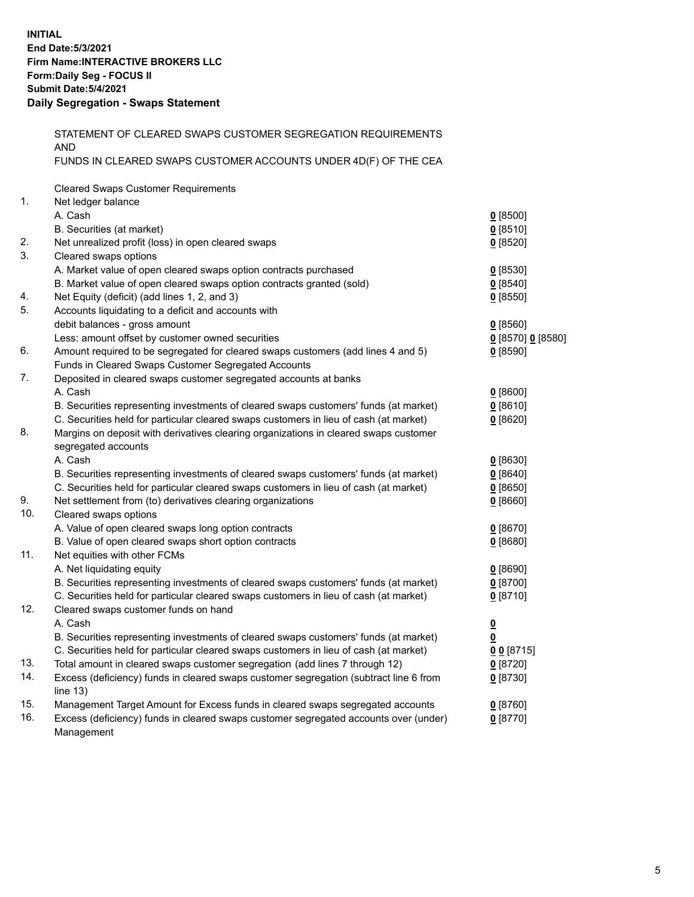**INITIAL**
**End Date:5/3/2021**
**Firm Name:INTERACTIVE BROKERS LLC**
**Form:Daily Seg - FOCUS II**
**Submit Date:5/4/2021**
**Daily Segregation - Swaps Statement**

STATEMENT OF CLEARED SWAPS CUSTOMER SEGREGATION REQUIREMENTS AND FUNDS IN CLEARED SWAPS CUSTOMER ACCOUNTS UNDER 4D(F) OF THE CEA

| | | |
|---|---|---|
| | Cleared Swaps Customer Requirements | |
| 1. | Net ledger balance | |
| | A. Cash | 0 [8500] |
| | B. Securities (at market) | 0 [8510] |
| 2. | Net unrealized profit (loss) in open cleared swaps | 0 [8520] |
| 3. | Cleared swaps options | |
| | A. Market value of open cleared swaps option contracts purchased | 0 [8530] |
| | B. Market value of open cleared swaps option contracts granted (sold) | 0 [8540] |
| 4. | Net Equity (deficit) (add lines 1, 2, and 3) | 0 [8550] |
| 5. | Accounts liquidating to a deficit and accounts with | |
| | debit balances - gross amount | 0 [8560] |
| | Less: amount offset by customer owned securities | 0 [8570] 0 [8580] |
| 6. | Amount required to be segregated for cleared swaps customers (add lines 4 and 5) | 0 [8590] |
| | Funds in Cleared Swaps Customer Segregated Accounts | |
| 7. | Deposited in cleared swaps customer segregated accounts at banks | |
| | A. Cash | 0 [8600] |
| | B. Securities representing investments of cleared swaps customers' funds (at market) | 0 [8610] |
| | C. Securities held for particular cleared swaps customers in lieu of cash (at market) | 0 [8620] |
| 8. | Margins on deposit with derivatives clearing organizations in cleared swaps customer segregated accounts | |
| | A. Cash | 0 [8630] |
| | B. Securities representing investments of cleared swaps customers' funds (at market) | 0 [8640] |
| | C. Securities held for particular cleared swaps customers in lieu of cash (at market) | 0 [8650] |
| 9. | Net settlement from (to) derivatives clearing organizations | 0 [8660] |
| 10. | Cleared swaps options | |
| | A. Value of open cleared swaps long option contracts | 0 [8670] |
| | B. Value of open cleared swaps short option contracts | 0 [8680] |
| 11. | Net equities with other FCMs | |
| | A. Net liquidating equity | 0 [8690] |
| | B. Securities representing investments of cleared swaps customers' funds (at market) | 0 [8700] |
| | C. Securities held for particular cleared swaps customers in lieu of cash (at market) | 0 [8710] |
| 12. | Cleared swaps customer funds on hand | |
| | A. Cash | 0 |
| | B. Securities representing investments of cleared swaps customers' funds (at market) | 0 |
| | C. Securities held for particular cleared swaps customers in lieu of cash (at market) | 0 0 [8715] |
| 13. | Total amount in cleared swaps customer segregation (add lines 7 through 12) | 0 [8720] |
| 14. | Excess (deficiency) funds in cleared swaps customer segregation (subtract line 6 from line 13) | 0 [8730] |
| 15. | Management Target Amount for Excess funds in cleared swaps segregated accounts | 0 [8760] |
| 16. | Excess (deficiency) funds in cleared swaps customer segregated accounts over (under) Management | 0 [8770] |